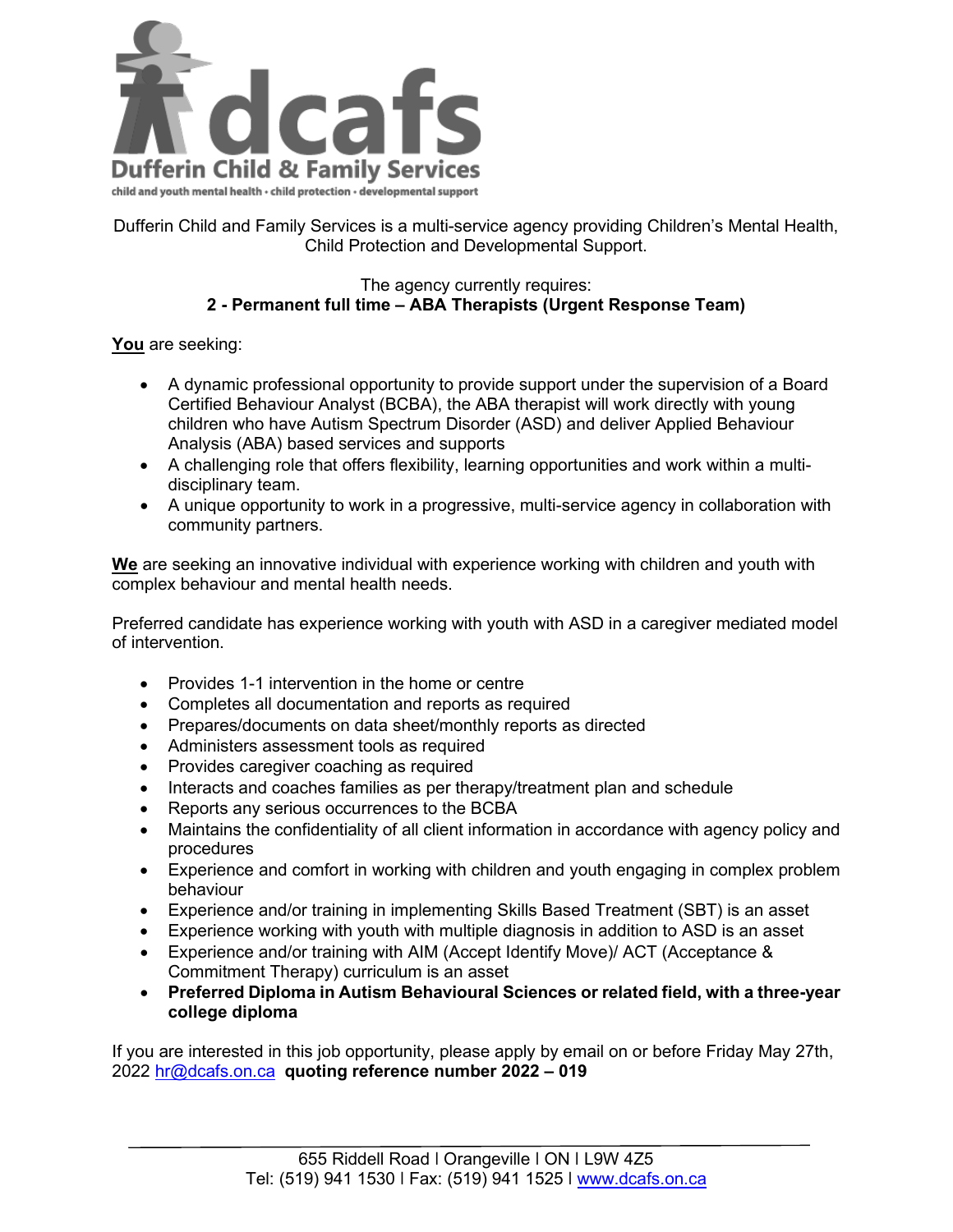**dcafs**

**Dufferin Child & Family Services**

child and youth mental health • child protection • developmental support

Dufferin Child and Family Services is a multi-service agency providing Children's Mental Health, Child Protection and Developmental Support.

The agency currently requires:

**2 - Permanent full time – ABA Therapists (Urgent Response Team)**

**You** are seeking:

- A dynamic professional opportunity to provide support under the supervision of a Board Certified Behaviour Analyst (BCBA), the ABA therapist will work directly with young children who have Autism Spectrum Disorder (ASD) and deliver Applied Behaviour Analysis (ABA) based services and supports
- A challenging role that offers flexibility, learning opportunities and work within a multi-disciplinary team.
- A unique opportunity to work in a progressive, multi-service agency in collaboration with community partners.

**We** are seeking an innovative individual with experience working with children and youth with complex behaviour and mental health needs.

Preferred candidate has experience working with youth with ASD in a caregiver mediated model of intervention.

- Provides 1-1 intervention in the home or centre
- Completes all documentation and reports as required
- Prepares/documents on data sheet/monthly reports as directed
- Administers assessment tools as required
- Provides caregiver coaching as required
- Interacts and coaches families as per therapy/treatment plan and schedule
- Reports any serious occurrences to the BCBA
- Maintains the confidentiality of all client information in accordance with agency policy and procedures
- Experience and comfort in working with children and youth engaging in complex problem behaviour
- Experience and/or training in implementing Skills Based Treatment (SBT) is an asset
- Experience working with youth with multiple diagnosis in addition to ASD is an asset
- Experience and/or training with AIM (Accept Identify Move)/ ACT (Acceptance & Commitment Therapy) curriculum is an asset
- **Preferred Diploma in Autism Behavioural Sciences or related field, with a three-year college diploma**

If you are interested in this job opportunity, please apply by email on or before Friday May 27th, 2022 hr@dcafs.on.ca **quoting reference number 2022 – 019**

655 Riddell Road I Orangeville I ON I L9W 4Z5
Tel: (519) 941 1530 I Fax: (519) 941 1525 I www.dcafs.on.ca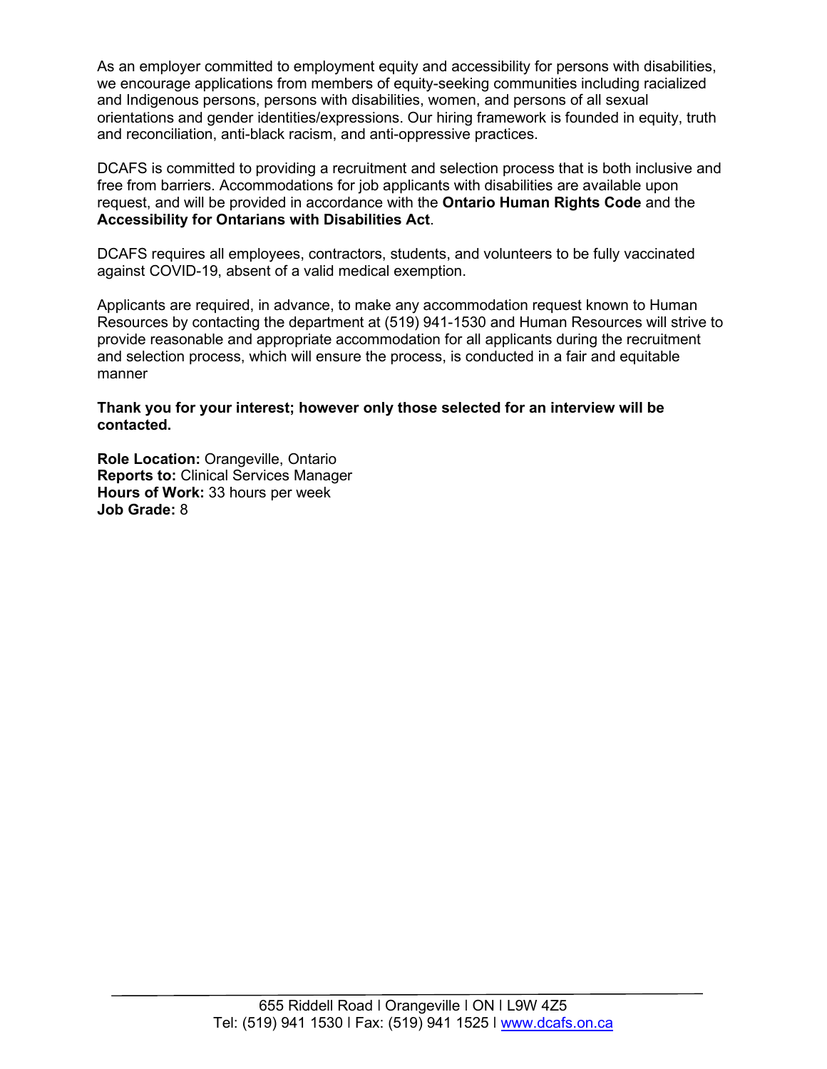As an employer committed to employment equity and accessibility for persons with disabilities, we encourage applications from members of equity-seeking communities including racialized and Indigenous persons, persons with disabilities, women, and persons of all sexual orientations and gender identities/expressions. Our hiring framework is founded in equity, truth and reconciliation, anti-black racism, and anti-oppressive practices.

DCAFS is committed to providing a recruitment and selection process that is both inclusive and free from barriers. Accommodations for job applicants with disabilities are available upon request, and will be provided in accordance with the **Ontario Human Rights Code** and the **Accessibility for Ontarians with Disabilities Act**.

DCAFS requires all employees, contractors, students, and volunteers to be fully vaccinated against COVID-19, absent of a valid medical exemption.

Applicants are required, in advance, to make any accommodation request known to Human Resources by contacting the department at (519) 941-1530 and Human Resources will strive to provide reasonable and appropriate accommodation for all applicants during the recruitment and selection process, which will ensure the process, is conducted in a fair and equitable manner

**Thank you for your interest; however only those selected for an interview will be contacted.**

**Role Location:** Orangeville, Ontario
**Reports to:** Clinical Services Manager
**Hours of Work:** 33 hours per week
**Job Grade:** 8